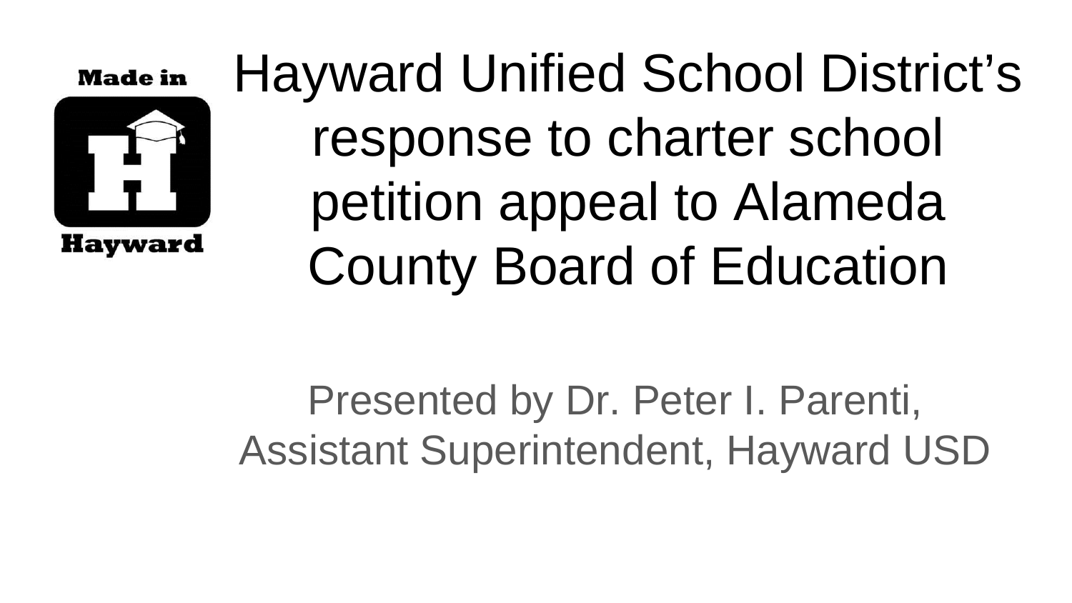Made in Hayward

# Hayward Unified School District's response to charter school petition appeal to Alameda County Board of Education

Presented by Dr. Peter I. Parenti, Assistant Superintendent, Hayward USD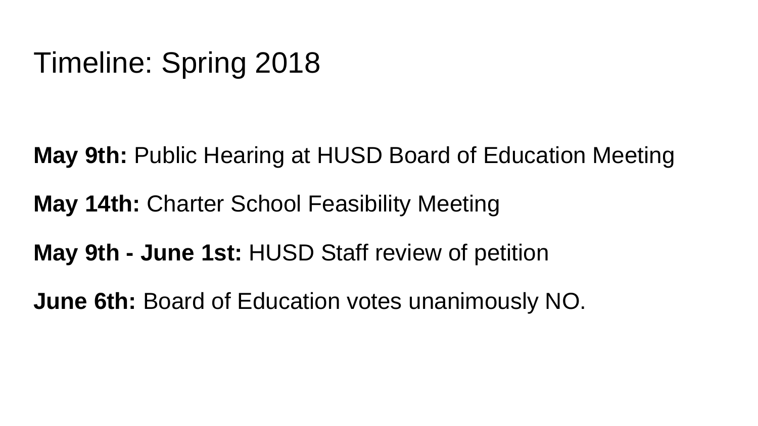# Timeline: Spring 2018

**May 9th:** Public Hearing at HUSD Board of Education Meeting

**May 14th:** Charter School Feasibility Meeting

**May 9th - June 1st:** HUSD Staff review of petition

**June 6th:** Board of Education votes unanimously NO.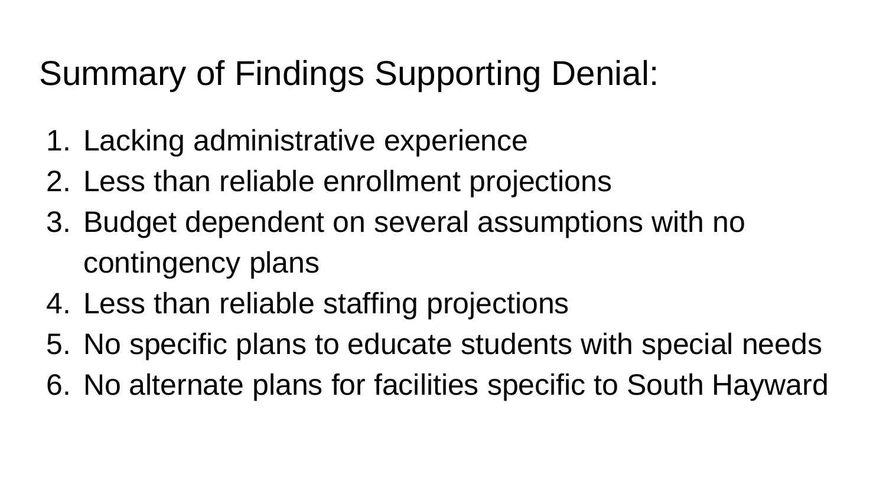# Summary of Findings Supporting Denial:

1. Lacking administrative experience
2. Less than reliable enrollment projections
3. Budget dependent on several assumptions with no contingency plans
4. Less than reliable staffing projections
5. No specific plans to educate students with special needs
6. No alternate plans for facilities specific to South Hayward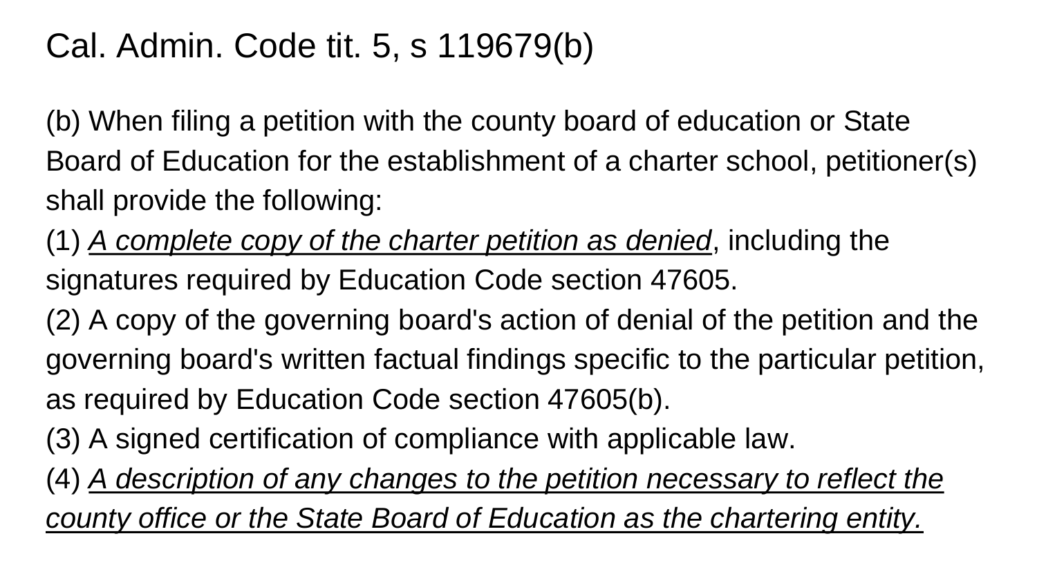# Cal. Admin. Code tit. 5, s 119679(b)

(b) When filing a petition with the county board of education or State Board of Education for the establishment of a charter school, petitioner(s) shall provide the following:

(1) <u>*A complete copy of the charter petition as denied*</u>, including the signatures required by Education Code section 47605.

(2) A copy of the governing board's action of denial of the petition and the governing board's written factual findings specific to the particular petition, as required by Education Code section 47605(b).

(3) A signed certification of compliance with applicable law.

(4) <u>*A description of any changes to the petition necessary to reflect the county office or the State Board of Education as the chartering entity.*</u>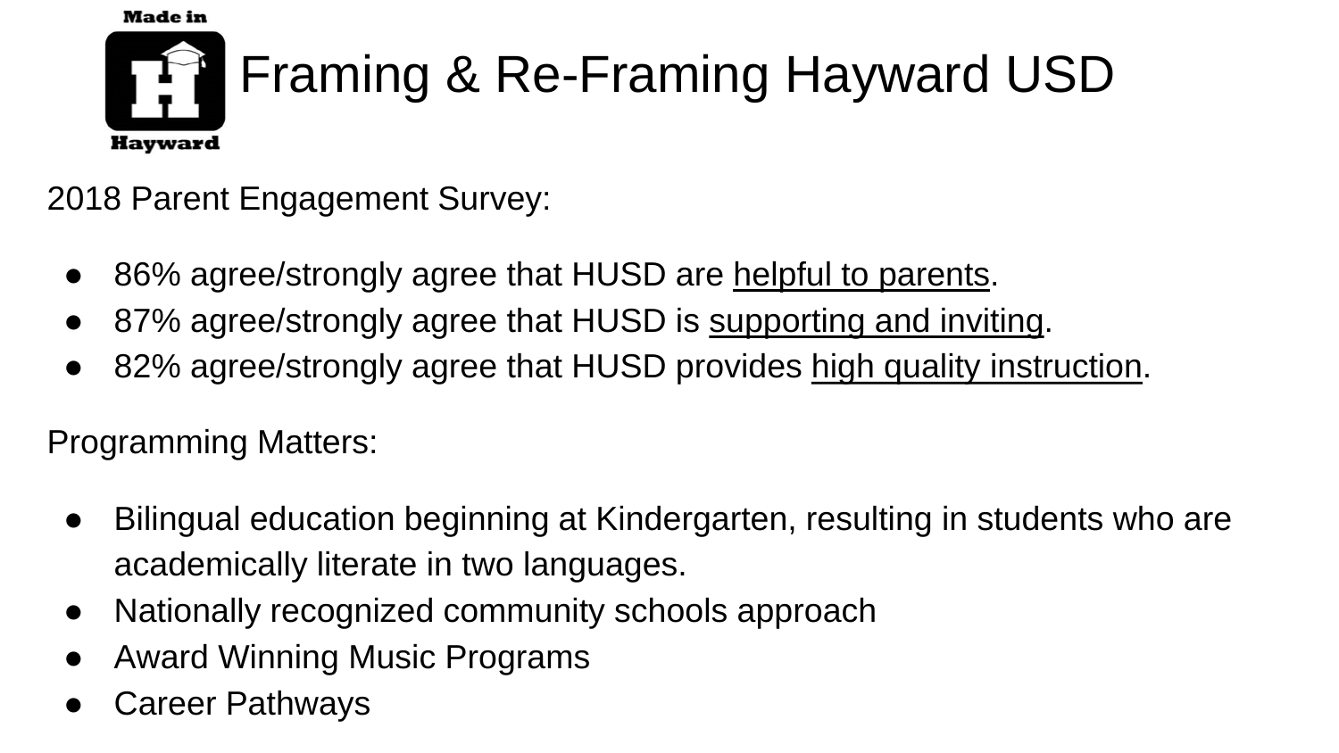# Framing & Re-Framing Hayward USD

2018 Parent Engagement Survey:

- 86% agree/strongly agree that HUSD are <u>helpful to parents</u>.
- 87% agree/strongly agree that HUSD is <u>supporting and inviting</u>.
- 82% agree/strongly agree that HUSD provides <u>high quality instruction</u>.

Programming Matters:

- Bilingual education beginning at Kindergarten, resulting in students who are academically literate in two languages.
- Nationally recognized community schools approach
- Award Winning Music Programs
- Career Pathways